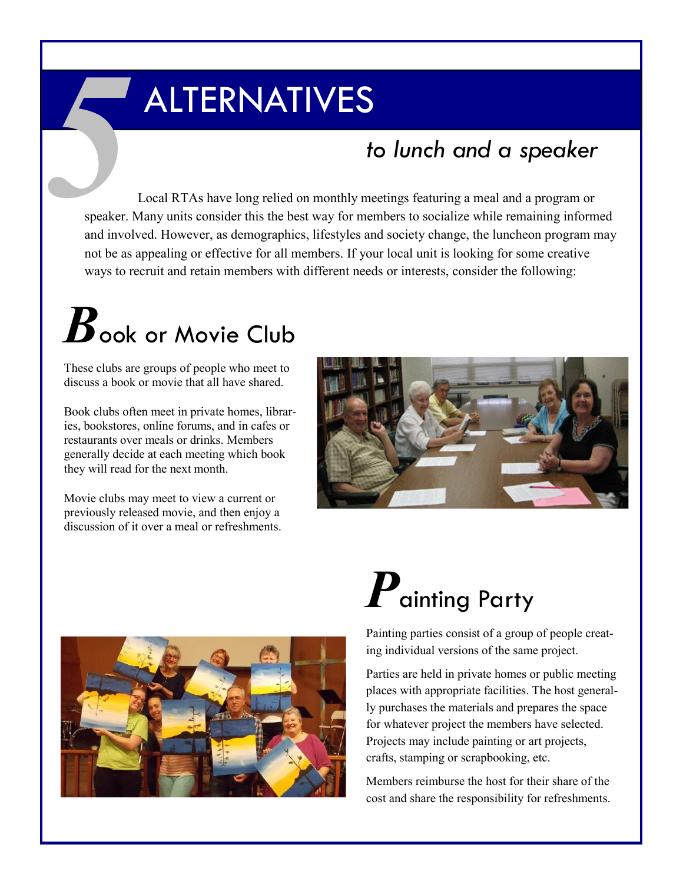# 5 ALTERNATIVES

## *to lunch and a speaker*

Local RTAs have long relied on monthly meetings featuring a meal and a program or speaker. Many units consider this the best way for members to socialize while remaining informed and involved. However, as demographics, lifestyles and society change, the luncheon program may not be as appealing or effective for all members. If your local unit is looking for some creative ways to recruit and retain members with different needs or interests, consider the following:

## Book or Movie Club

These clubs are groups of people who meet to discuss a book or movie that all have shared.

Book clubs often meet in private homes, libraries, bookstores, online forums, and in cafes or restaurants over meals or drinks. Members generally decide at each meeting which book they will read for the next month.

Movie clubs may meet to view a current or previously released movie, and then enjoy a discussion of it over a meal or refreshments.

## Painting Party

Painting parties consist of a group of people creating individual versions of the same project.

Parties are held in private homes or public meeting places with appropriate facilities. The host generally purchases the materials and prepares the space for whatever project the members have selected. Projects may include painting or art projects, crafts, stamping or scrapbooking, etc.

Members reimburse the host for their share of the cost and share the responsibility for refreshments.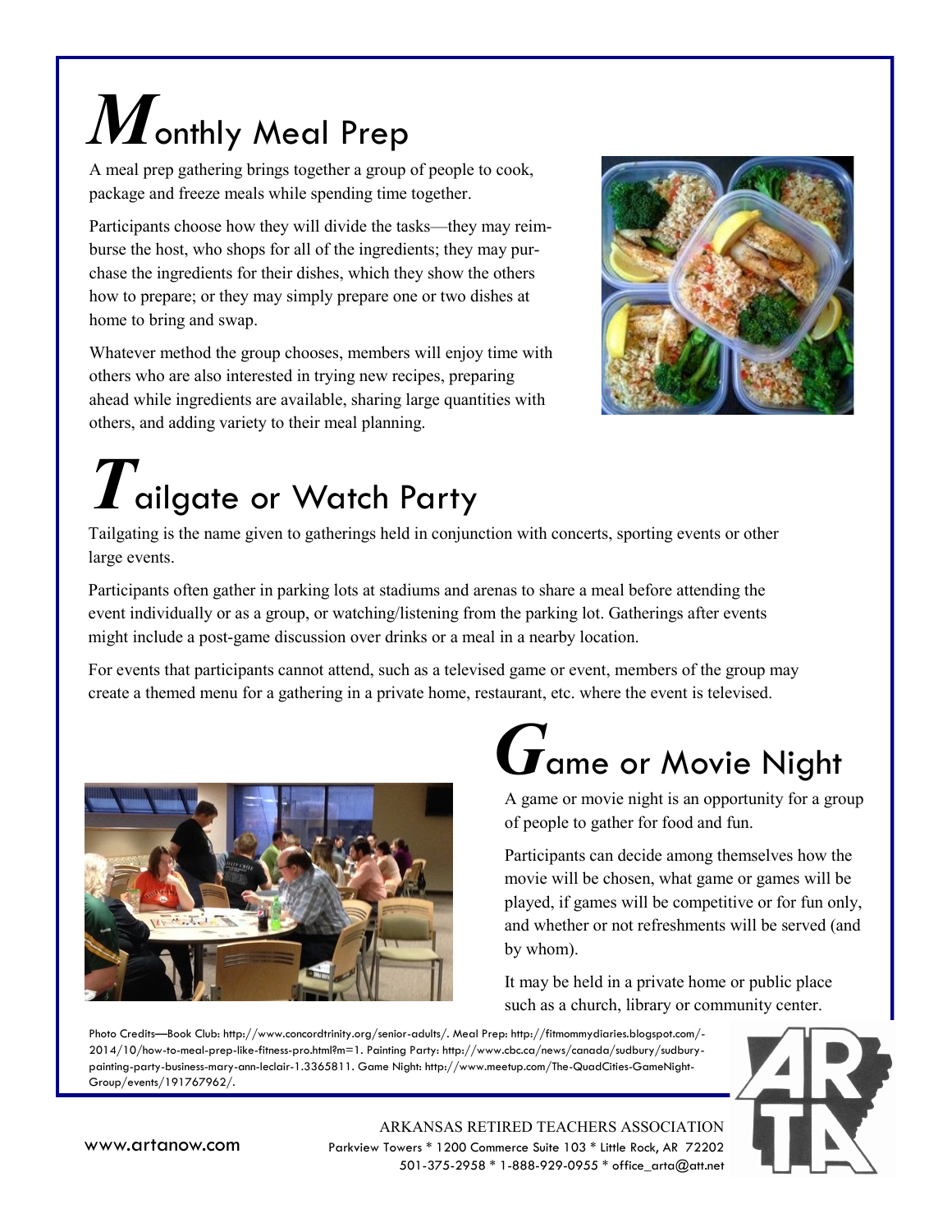# Monthly Meal Prep

A meal prep gathering brings together a group of people to cook, package and freeze meals while spending time together.

Participants choose how they will divide the tasks—they may reimburse the host, who shops for all of the ingredients; they may purchase the ingredients for their dishes, which they show the others how to prepare; or they may simply prepare one or two dishes at home to bring and swap.

Whatever method the group chooses, members will enjoy time with others who are also interested in trying new recipes, preparing ahead while ingredients are available, sharing large quantities with others, and adding variety to their meal planning.

# Tailgate or Watch Party

Tailgating is the name given to gatherings held in conjunction with concerts, sporting events or other large events.

Participants often gather in parking lots at stadiums and arenas to share a meal before attending the event individually or as a group, or watching/listening from the parking lot. Gatherings after events might include a post-game discussion over drinks or a meal in a nearby location.

For events that participants cannot attend, such as a televised game or event, members of the group may create a themed menu for a gathering in a private home, restaurant, etc. where the event is televised.

# Game or Movie Night

A game or movie night is an opportunity for a group of people to gather for food and fun.

Participants can decide among themselves how the movie will be chosen, what game or games will be played, if games will be competitive or for fun only, and whether or not refreshments will be served (and by whom).

It may be held in a private home or public place such as a church, library or community center.

Photo Credits—Book Club: http://www.concordtrinity.org/senior-adults/. Meal Prep: http://fitmommydiaries.blogspot.com/-2014/10/how-to-meal-prep-like-fitness-pro.html?m=1. Painting Party: http://www.cbc.ca/news/canada/sudbury/sudbury-painting-party-business-mary-ann-leclair-1.3365811. Game Night: http://www.meetup.com/The-QuadCities-GameNight-Group/events/191767962/.

www.artanow.com

ARKANSAS RETIRED TEACHERS ASSOCIATION
Parkview Towers * 1200 Commerce Suite 103 * Little Rock, AR 72202
501-375-2958 * 1-888-929-0955 * office_arta@att.net